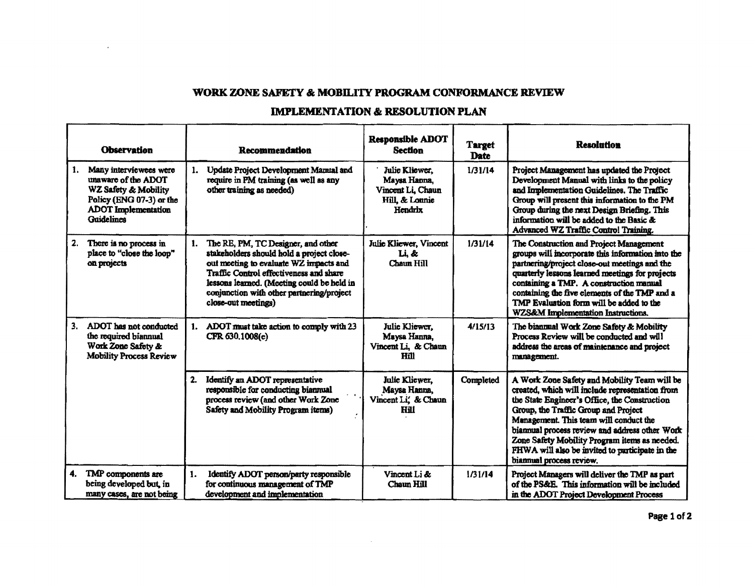# WORK ZONE SAFETY & MOBILITY PROGRAM CONFORMANCE REVIEW

## IMPLEMENTATION & RESOLUTION PLAN

| Observation | Recommendation | Responsible ADOT Section | Target Date | Resolution |
|---|---|---|---|---|
| 1. Many interviewees were unaware of the ADOT WZ Safety & Mobility Policy (ENG 07-3) or the ADOT Implementation Guidelines | 1. Update Project Development Manual and require in PM training (as well as any other training as needed) | Julie Kliewer, Maysa Hanna, Vincent Li, Chaun Hill, & Lonnie Hendrix | 1/31/14 | Project Management has updated the Project Development Manual with links to the policy and Implementation Guidelines. The Traffic Group will present this information to the PM Group during the next Design Briefing. This information will be added to the Basic & Advanced WZ Traffic Control Training. |
| 2. There is no process in place to "close the loop" on projects | 1. The RE, PM, TC Designer, and other stakeholders should hold a project close-out meeting to evaluate WZ impacts and Traffic Control effectiveness and share lessons learned. (Meeting could be held in conjunction with other partnering/project close-out meetings) | Julie Kliewer, Vincent Li, & Chaun Hill | 1/31/14 | The Construction and Project Management groups will incorporate this information into the partnering/project close-out meetings and the quarterly lessons learned meetings for projects containing a TMP. A construction manual containing the five elements of the TMP and a TMP Evaluation form will be added to the WZS&M Implementation Instructions. |
| 3. ADOT has not conducted the required biannual Work Zone Safety & Mobility Process Review | 1. ADOT must take action to comply with 23 CFR 630.1008(e) | Julie Kliewer, Maysa Hanna, Vincent Li, & Chaun Hill | 4/15/13 | The biannual Work Zone Safety & Mobility Process Review will be conducted and will address the areas of maintenance and project management. |
| | 2. Identify an ADOT representative responsible for conducting biannual process review (and other Work Zone Safety and Mobility Program items) | Julie Kliewer, Maysa Hanna, Vincent Li, & Chaun Hill | Completed | A Work Zone Safety and Mobility Team will be created, which will include representation from the State Engineer's Office, the Construction Group, the Traffic Group and Project Management. This team will conduct the biannual process review and address other Work Zone Safety Mobility Program items as needed. FHWA will also be invited to participate in the biannual process review. |
| 4. TMP components are being developed but, in many cases, are not being | 1. Identify ADOT person/party responsible for continuous management of TMP development and implementation | Vincent Li & Chaun Hill | 1/31/14 | Project Managers will deliver the TMP as part of the PS&E. This information will be included in the ADOT Project Development Process |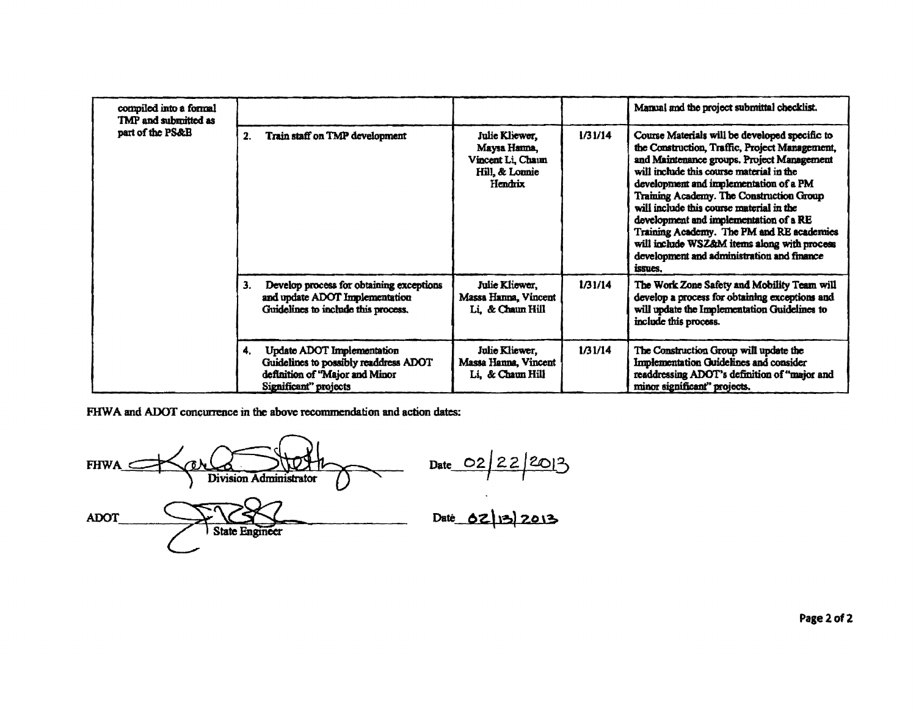| | | | | |
|---|---|---|---|---|
| compiled into a formal TMP and submitted as part of the PS&E | | | | Manual and the project submittal checklist. |
| | 2. Train staff on TMP development | Julie Kliewer, Maysa Hanna, Vincent Li, Chaum Hill, & Lonnie Hendrix | 1/31/14 | Course Materials will be developed specific to the Construction, Traffic, Project Management, and Maintenance groups. Project Management will include this course material in the development and implementation of a PM Training Academy. The Construction Group will include this course material in the development and implementation of a RE Training Academy. The PM and RE academies will include WSZ&M items along with process development and administration and finance issues. |
| | 3. Develop process for obtaining exceptions and update ADOT Implementation Guidelines to include this process. | Julie Kliewer, Massa Hanna, Vincent Li, & Chaum Hill | 1/31/14 | The Work Zone Safety and Mobility Team will develop a process for obtaining exceptions and will update the Implementation Guidelines to include this process. |
| | 4. Update ADOT Implementation Guidelines to possibly readdress ADOT definition of "Major and Minor Significant" projects | Julie Kliewer, Massa Hanna, Vincent Li, & Chaum Hill | 1/31/14 | The Construction Group will update the Implementation Guidelines and consider readdressing ADOT's definition of "major and minor significant" projects. |

FHWA and ADOT concurrence in the above recommendation and action dates:

FHWA ______________________ Date 02/22/2013
Division Administrator

ADOT ______________________ Date 02/13/2013
State Engineer